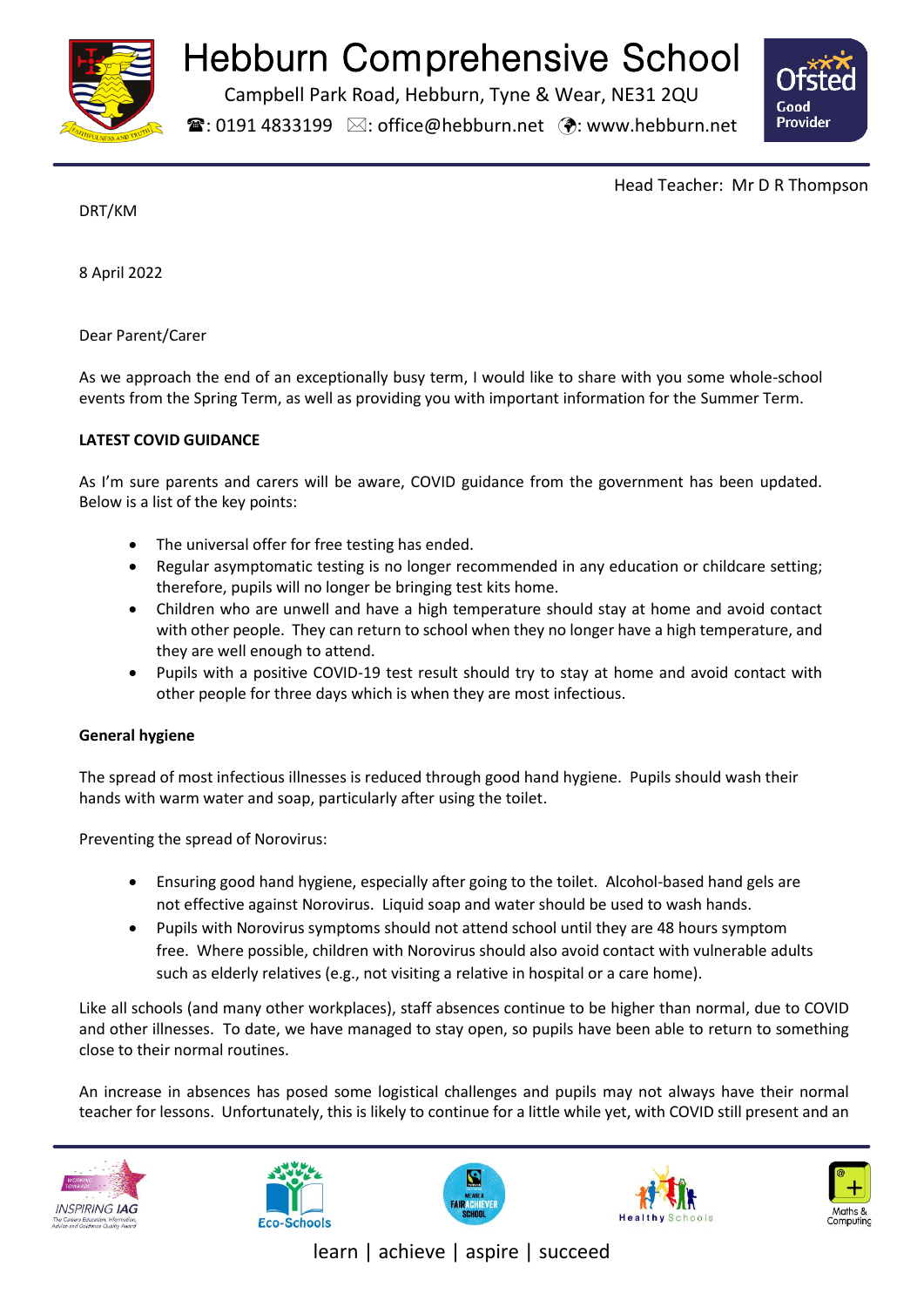# Hebburn Comprehensive School

Campbell Park Road, Hebburn, Tyne & Wear, NE31 2QU

☎: 0191 4833199 ✉: office@hebburn.net 🌍: www.hebburn.net

Head Teacher: Mr D R Thompson

DRT/KM

8 April 2022

Dear Parent/Carer

As we approach the end of an exceptionally busy term, I would like to share with you some whole-school events from the Spring Term, as well as providing you with important information for the Summer Term.

**LATEST COVID GUIDANCE**

As I'm sure parents and carers will be aware, COVID guidance from the government has been updated. Below is a list of the key points:

- The universal offer for free testing has ended.
- Regular asymptomatic testing is no longer recommended in any education or childcare setting; therefore, pupils will no longer be bringing test kits home.
- Children who are unwell and have a high temperature should stay at home and avoid contact with other people. They can return to school when they no longer have a high temperature, and they are well enough to attend.
- Pupils with a positive COVID-19 test result should try to stay at home and avoid contact with other people for three days which is when they are most infectious.

**General hygiene**

The spread of most infectious illnesses is reduced through good hand hygiene. Pupils should wash their hands with warm water and soap, particularly after using the toilet.

Preventing the spread of Norovirus:

- Ensuring good hand hygiene, especially after going to the toilet. Alcohol-based hand gels are not effective against Norovirus. Liquid soap and water should be used to wash hands.
- Pupils with Norovirus symptoms should not attend school until they are 48 hours symptom free. Where possible, children with Norovirus should also avoid contact with vulnerable adults such as elderly relatives (e.g., not visiting a relative in hospital or a care home).

Like all schools (and many other workplaces), staff absences continue to be higher than normal, due to COVID and other illnesses. To date, we have managed to stay open, so pupils have been able to return to something close to their normal routines.

An increase in absences has posed some logistical challenges and pupils may not always have their normal teacher for lessons. Unfortunately, this is likely to continue for a little while yet, with COVID still present and an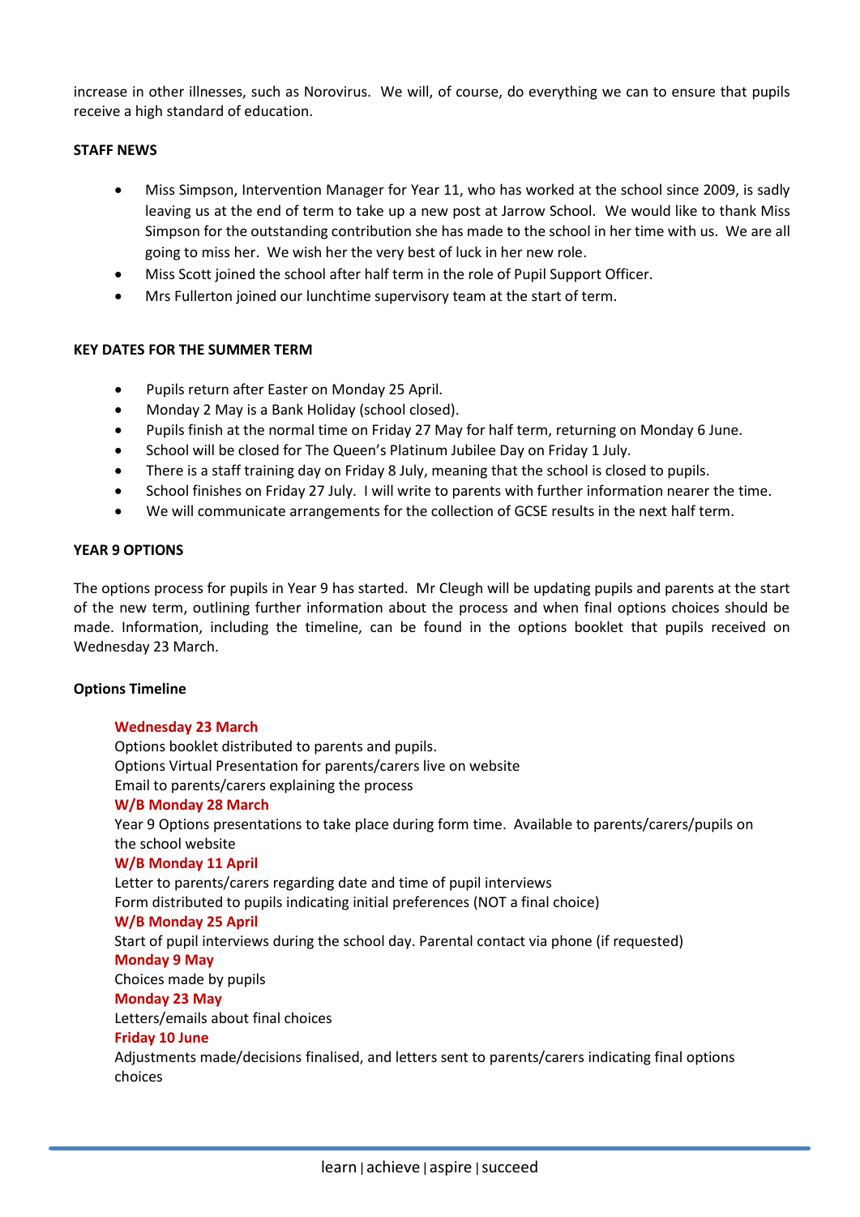increase in other illnesses, such as Norovirus. We will, of course, do everything we can to ensure that pupils receive a high standard of education.

**STAFF NEWS**

- Miss Simpson, Intervention Manager for Year 11, who has worked at the school since 2009, is sadly leaving us at the end of term to take up a new post at Jarrow School. We would like to thank Miss Simpson for the outstanding contribution she has made to the school in her time with us. We are all going to miss her. We wish her the very best of luck in her new role.
- Miss Scott joined the school after half term in the role of Pupil Support Officer.
- Mrs Fullerton joined our lunchtime supervisory team at the start of term.

**KEY DATES FOR THE SUMMER TERM**

- Pupils return after Easter on Monday 25 April.
- Monday 2 May is a Bank Holiday (school closed).
- Pupils finish at the normal time on Friday 27 May for half term, returning on Monday 6 June.
- School will be closed for The Queen's Platinum Jubilee Day on Friday 1 July.
- There is a staff training day on Friday 8 July, meaning that the school is closed to pupils.
- School finishes on Friday 27 July. I will write to parents with further information nearer the time.
- We will communicate arrangements for the collection of GCSE results in the next half term.

**YEAR 9 OPTIONS**

The options process for pupils in Year 9 has started. Mr Cleugh will be updating pupils and parents at the start of the new term, outlining further information about the process and when final options choices should be made. Information, including the timeline, can be found in the options booklet that pupils received on Wednesday 23 March.

**Options Timeline**

**Wednesday 23 March**
Options booklet distributed to parents and pupils.
Options Virtual Presentation for parents/carers live on website
Email to parents/carers explaining the process

**W/B Monday 28 March**
Year 9 Options presentations to take place during form time. Available to parents/carers/pupils on the school website

**W/B Monday 11 April**
Letter to parents/carers regarding date and time of pupil interviews
Form distributed to pupils indicating initial preferences (NOT a final choice)

**W/B Monday 25 April**
Start of pupil interviews during the school day. Parental contact via phone (if requested)

**Monday 9 May**
Choices made by pupils

**Monday 23 May**
Letters/emails about final choices

**Friday 10 June**
Adjustments made/decisions finalised, and letters sent to parents/carers indicating final options choices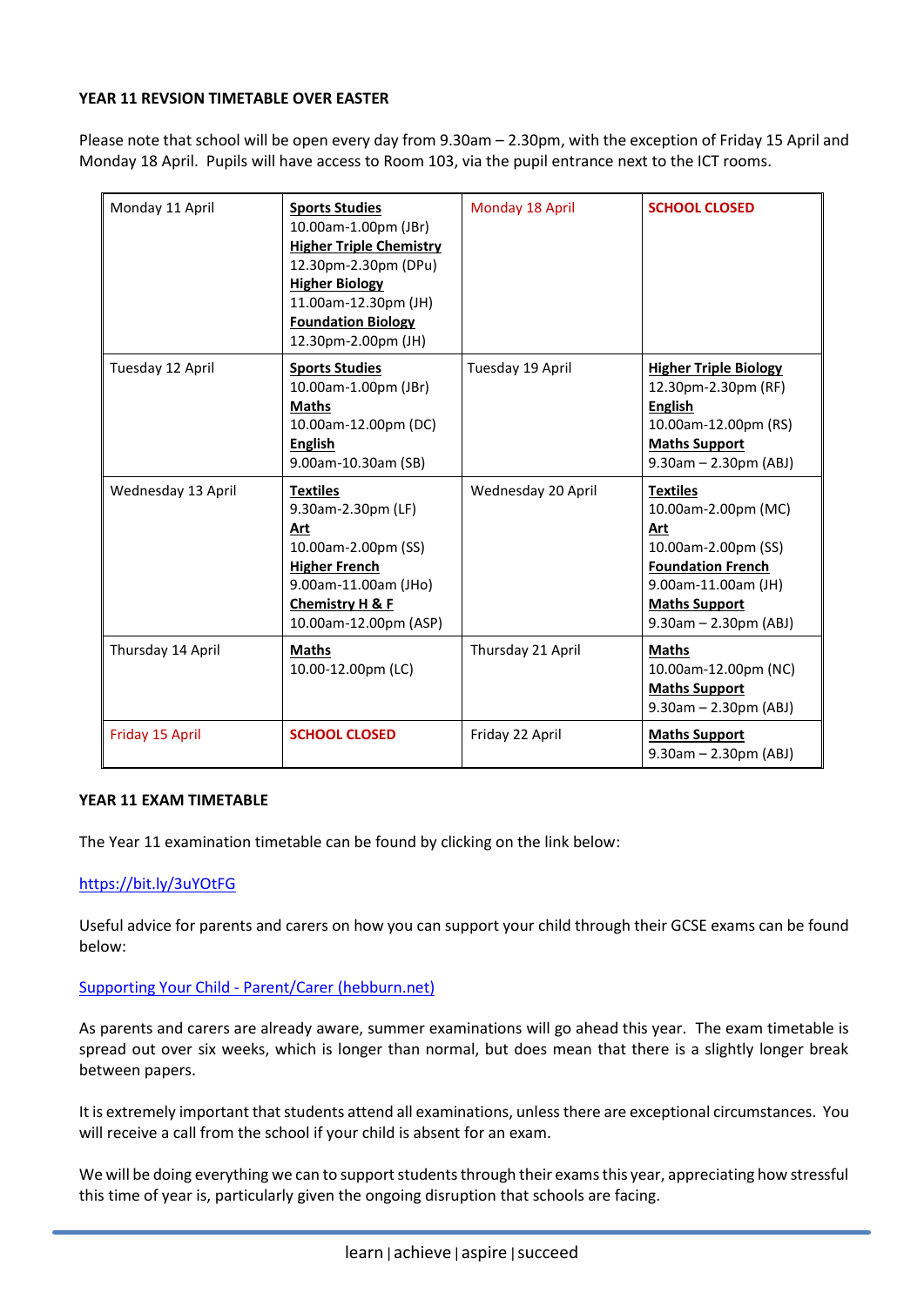**YEAR 11 REVSION TIMETABLE OVER EASTER**

Please note that school will be open every day from 9.30am – 2.30pm, with the exception of Friday 15 April and Monday 18 April. Pupils will have access to Room 103, via the pupil entrance next to the ICT rooms.

| | | | |
|---|---|---|---|
| Monday 11 April | **Sports Studies** 10.00am-1.00pm (JBr) **Higher Triple Chemistry** 12.30pm-2.30pm (DPu) **Higher Biology** 11.00am-12.30pm (JH) **Foundation Biology** 12.30pm-2.00pm (JH) | Monday 18 April | **SCHOOL CLOSED** |
| Tuesday 12 April | **Sports Studies** 10.00am-1.00pm (JBr) **Maths** 10.00am-12.00pm (DC) **English** 9.00am-10.30am (SB) | Tuesday 19 April | **Higher Triple Biology** 12.30pm-2.30pm (RF) **English** 10.00am-12.00pm (RS) **Maths Support** 9.30am – 2.30pm (ABJ) |
| Wednesday 13 April | **Textiles** 9.30am-2.30pm (LF) **Art** 10.00am-2.00pm (SS) **Higher French** 9.00am-11.00am (JHo) **Chemistry H & F** 10.00am-12.00pm (ASP) | Wednesday 20 April | **Textiles** 10.00am-2.00pm (MC) **Art** 10.00am-2.00pm (SS) **Foundation French** 9.00am-11.00am (JH) **Maths Support** 9.30am – 2.30pm (ABJ) |
| Thursday 14 April | **Maths** 10.00-12.00pm (LC) | Thursday 21 April | **Maths** 10.00am-12.00pm (NC) **Maths Support** 9.30am – 2.30pm (ABJ) |
| Friday 15 April | **SCHOOL CLOSED** | Friday 22 April | **Maths Support** 9.30am – 2.30pm (ABJ) |

**YEAR 11 EXAM TIMETABLE**

The Year 11 examination timetable can be found by clicking on the link below:

https://bit.ly/3uYOtFG

Useful advice for parents and carers on how you can support your child through their GCSE exams can be found below:

Supporting Your Child - Parent/Carer (hebburn.net)

As parents and carers are already aware, summer examinations will go ahead this year. The exam timetable is spread out over six weeks, which is longer than normal, but does mean that there is a slightly longer break between papers.

It is extremely important that students attend all examinations, unless there are exceptional circumstances. You will receive a call from the school if your child is absent for an exam.

We will be doing everything we can to support students through their exams this year, appreciating how stressful this time of year is, particularly given the ongoing disruption that schools are facing.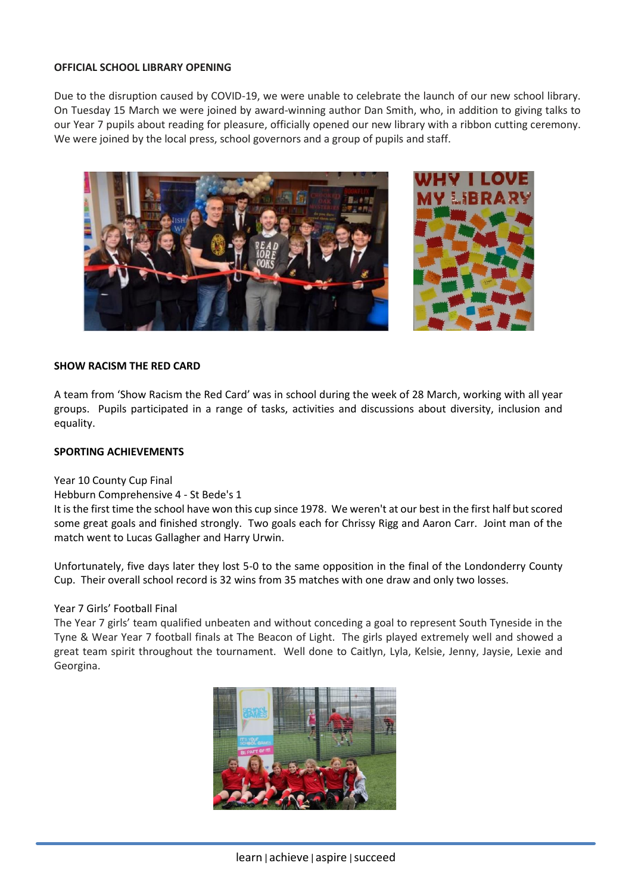**OFFICIAL SCHOOL LIBRARY OPENING**

Due to the disruption caused by COVID-19, we were unable to celebrate the launch of our new school library. On Tuesday 15 March we were joined by award-winning author Dan Smith, who, in addition to giving talks to our Year 7 pupils about reading for pleasure, officially opened our new library with a ribbon cutting ceremony. We were joined by the local press, school governors and a group of pupils and staff.

**SHOW RACISM THE RED CARD**

A team from 'Show Racism the Red Card' was in school during the week of 28 March, working with all year groups. Pupils participated in a range of tasks, activities and discussions about diversity, inclusion and equality.

**SPORTING ACHIEVEMENTS**

Year 10 County Cup Final

Hebburn Comprehensive 4 - St Bede's 1

It is the first time the school have won this cup since 1978. We weren't at our best in the first half but scored some great goals and finished strongly. Two goals each for Chrissy Rigg and Aaron Carr. Joint man of the match went to Lucas Gallagher and Harry Urwin.

Unfortunately, five days later they lost 5-0 to the same opposition in the final of the Londonderry County Cup. Their overall school record is 32 wins from 35 matches with one draw and only two losses.

Year 7 Girls' Football Final

The Year 7 girls' team qualified unbeaten and without conceding a goal to represent South Tyneside in the Tyne & Wear Year 7 football finals at The Beacon of Light. The girls played extremely well and showed a great team spirit throughout the tournament. Well done to Caitlyn, Lyla, Kelsie, Jenny, Jaysie, Lexie and Georgina.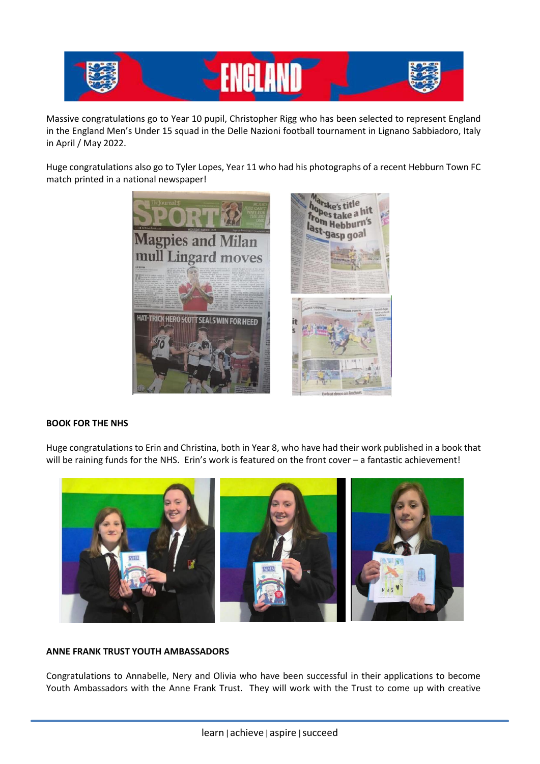Massive congratulations go to Year 10 pupil, Christopher Rigg who has been selected to represent England in the England Men's Under 15 squad in the Delle Nazioni football tournament in Lignano Sabbiadoro, Italy in April / May 2022.

Huge congratulations also go to Tyler Lopes, Year 11 who had his photographs of a recent Hebburn Town FC match printed in a national newspaper!

**BOOK FOR THE NHS**

Huge congratulations to Erin and Christina, both in Year 8, who have had their work published in a book that will be raining funds for the NHS. Erin's work is featured on the front cover – a fantastic achievement!

**ANNE FRANK TRUST YOUTH AMBASSADORS**

Congratulations to Annabelle, Nery and Olivia who have been successful in their applications to become Youth Ambassadors with the Anne Frank Trust. They will work with the Trust to come up with creative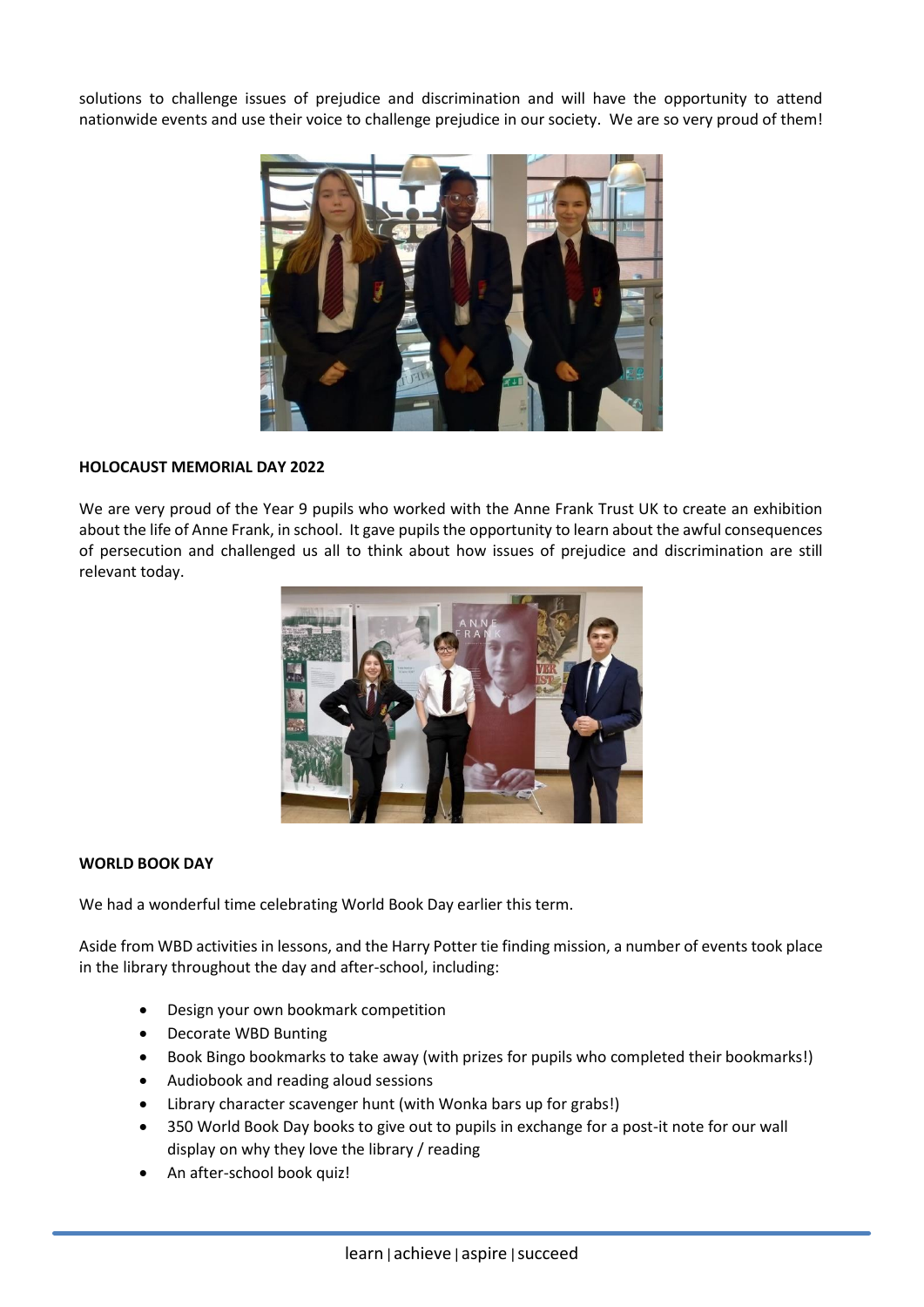solutions to challenge issues of prejudice and discrimination and will have the opportunity to attend nationwide events and use their voice to challenge prejudice in our society. We are so very proud of them!

**HOLOCAUST MEMORIAL DAY 2022**

We are very proud of the Year 9 pupils who worked with the Anne Frank Trust UK to create an exhibition about the life of Anne Frank, in school. It gave pupils the opportunity to learn about the awful consequences of persecution and challenged us all to think about how issues of prejudice and discrimination are still relevant today.

**WORLD BOOK DAY**

We had a wonderful time celebrating World Book Day earlier this term.

Aside from WBD activities in lessons, and the Harry Potter tie finding mission, a number of events took place in the library throughout the day and after-school, including:

- Design your own bookmark competition
- Decorate WBD Bunting
- Book Bingo bookmarks to take away (with prizes for pupils who completed their bookmarks!)
- Audiobook and reading aloud sessions
- Library character scavenger hunt (with Wonka bars up for grabs!)
- 350 World Book Day books to give out to pupils in exchange for a post-it note for our wall display on why they love the library / reading
- An after-school book quiz!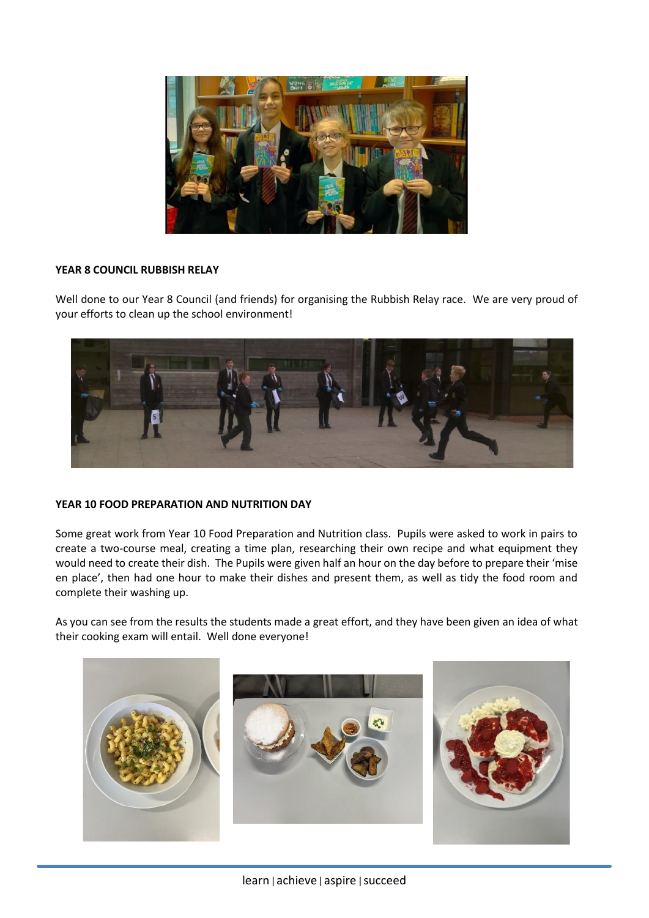**YEAR 8 COUNCIL RUBBISH RELAY**

Well done to our Year 8 Council (and friends) for organising the Rubbish Relay race. We are very proud of your efforts to clean up the school environment!

**YEAR 10 FOOD PREPARATION AND NUTRITION DAY**

Some great work from Year 10 Food Preparation and Nutrition class. Pupils were asked to work in pairs to create a two-course meal, creating a time plan, researching their own recipe and what equipment they would need to create their dish. The Pupils were given half an hour on the day before to prepare their 'mise en place', then had one hour to make their dishes and present them, as well as tidy the food room and complete their washing up.

As you can see from the results the students made a great effort, and they have been given an idea of what their cooking exam will entail. Well done everyone!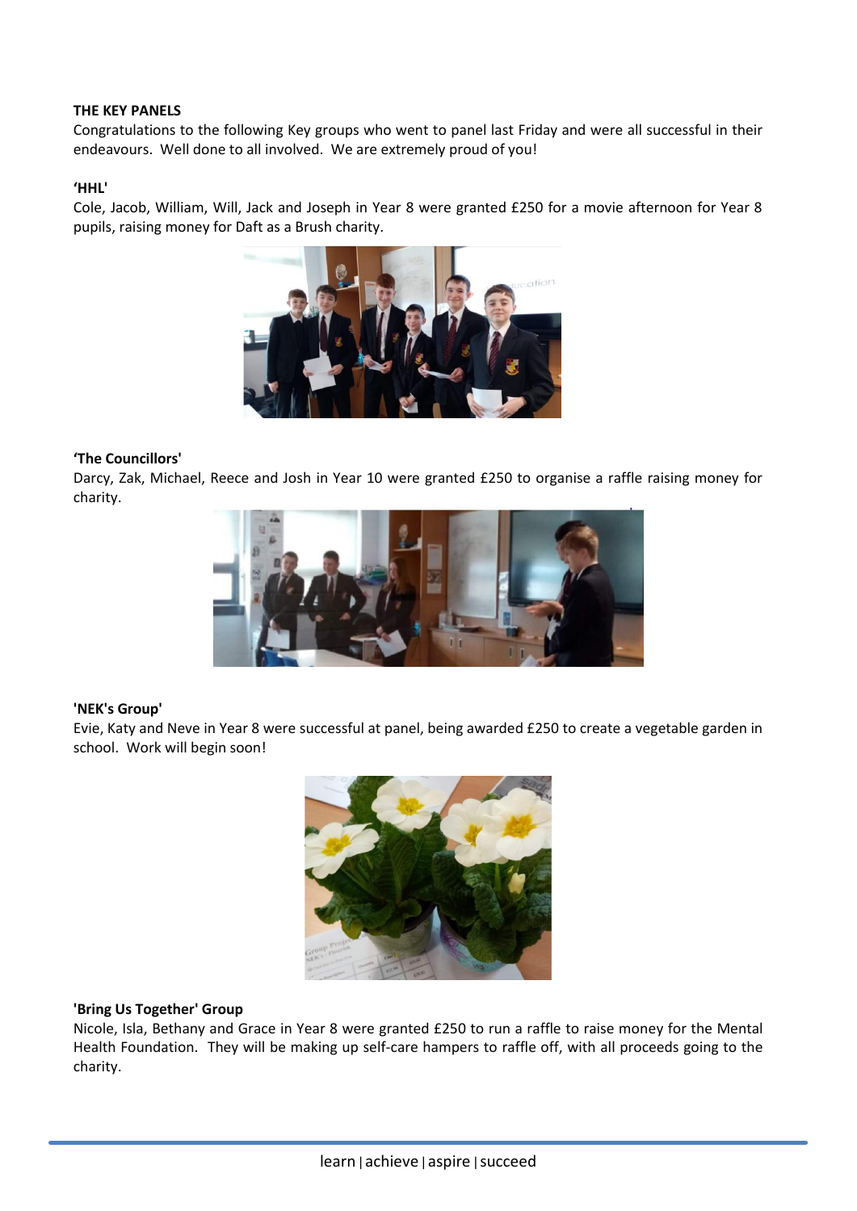**THE KEY PANELS**

Congratulations to the following Key groups who went to panel last Friday and were all successful in their endeavours. Well done to all involved. We are extremely proud of you!

**'HHL'**

Cole, Jacob, William, Will, Jack and Joseph in Year 8 were granted £250 for a movie afternoon for Year 8 pupils, raising money for Daft as a Brush charity.

**'The Councillors'**

Darcy, Zak, Michael, Reece and Josh in Year 10 were granted £250 to organise a raffle raising money for charity.

**'NEK's Group'**

Evie, Katy and Neve in Year 8 were successful at panel, being awarded £250 to create a vegetable garden in school. Work will begin soon!

**'Bring Us Together' Group**

Nicole, Isla, Bethany and Grace in Year 8 were granted £250 to run a raffle to raise money for the Mental Health Foundation. They will be making up self-care hampers to raffle off, with all proceeds going to the charity.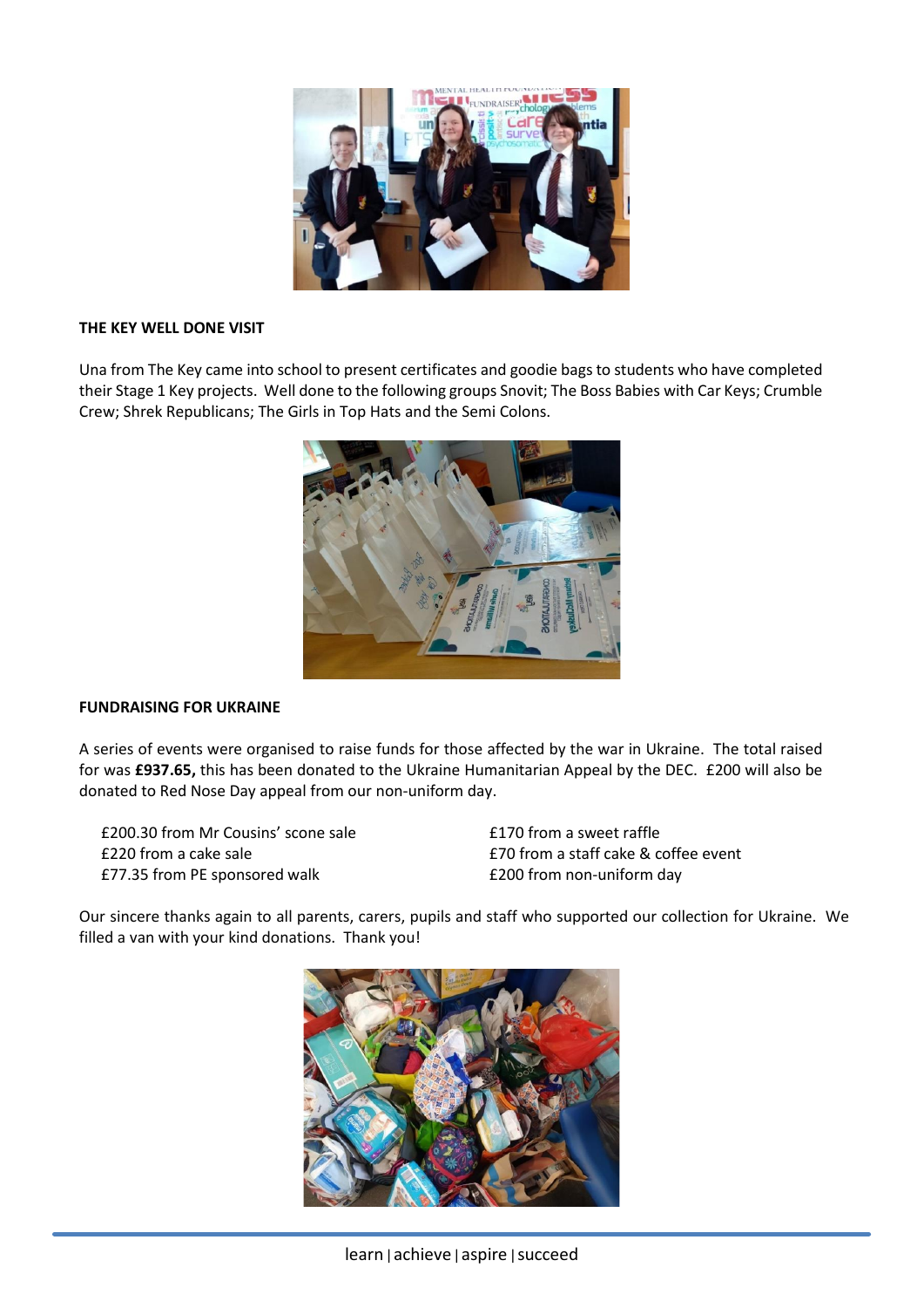## THE KEY WELL DONE VISIT

Una from The Key came into school to present certificates and goodie bags to students who have completed their Stage 1 Key projects. Well done to the following groups Snovit; The Boss Babies with Car Keys; Crumble Crew; Shrek Republicans; The Girls in Top Hats and the Semi Colons.

## FUNDRAISING FOR UKRAINE

A series of events were organised to raise funds for those affected by the war in Ukraine. The total raised for was **£937.65,** this has been donated to the Ukraine Humanitarian Appeal by the DEC. £200 will also be donated to Red Nose Day appeal from our non-uniform day.

- £200.30 from Mr Cousins' scone sale
- £220 from a cake sale
- £77.35 from PE sponsored walk
- £170 from a sweet raffle
- £70 from a staff cake & coffee event
- £200 from non-uniform day

Our sincere thanks again to all parents, carers, pupils and staff who supported our collection for Ukraine. We filled a van with your kind donations. Thank you!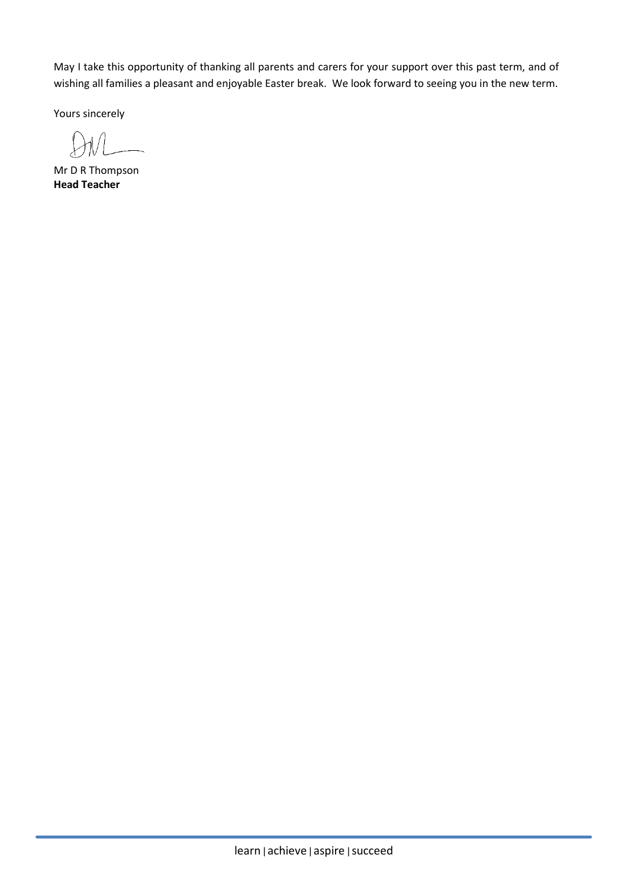May I take this opportunity of thanking all parents and carers for your support over this past term, and of wishing all families a pleasant and enjoyable Easter break. We look forward to seeing you in the new term.

Yours sincerely

Mr D R Thompson  
**Head Teacher**